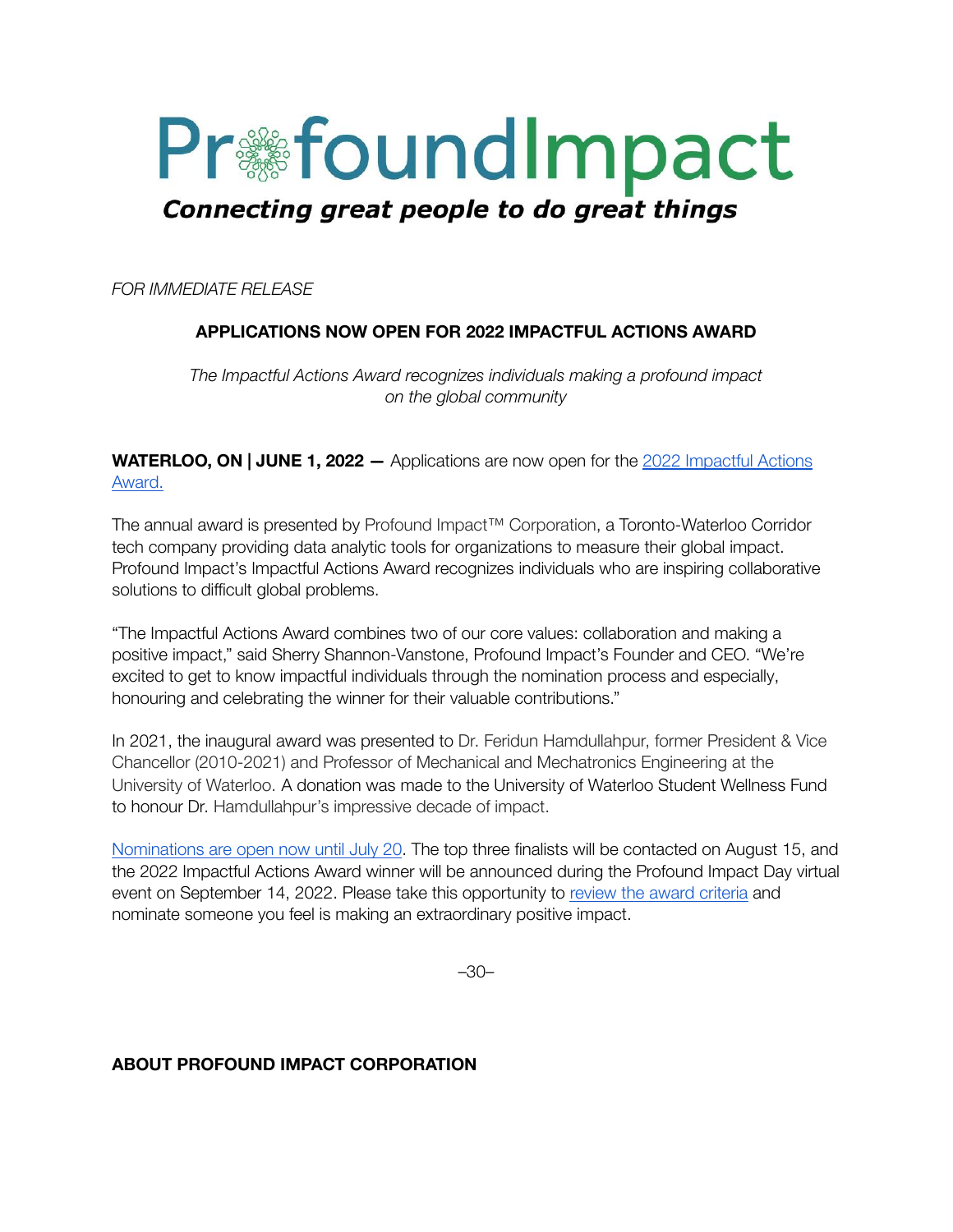# ProfoundImpact

***Connecting great people to do great things***

*FOR IMMEDIATE RELEASE*

**APPLICATIONS NOW OPEN FOR 2022 IMPACTFUL ACTIONS AWARD**

*The Impactful Actions Award recognizes individuals making a profound impact on the global community*

**WATERLOO, ON | JUNE 1, 2022 —** Applications are now open for the [2022 Impactful Actions Award.]()

The annual award is presented by Profound Impact™ Corporation, a Toronto-Waterloo Corridor tech company providing data analytic tools for organizations to measure their global impact. Profound Impact's Impactful Actions Award recognizes individuals who are inspiring collaborative solutions to difficult global problems.

"The Impactful Actions Award combines two of our core values: collaboration and making a positive impact," said Sherry Shannon-Vanstone, Profound Impact's Founder and CEO. "We're excited to get to know impactful individuals through the nomination process and especially, honouring and celebrating the winner for their valuable contributions."

In 2021, the inaugural award was presented to Dr. Feridun Hamdullahpur, former President & Vice Chancellor (2010-2021) and Professor of Mechanical and Mechatronics Engineering at the University of Waterloo. A donation was made to the University of Waterloo Student Wellness Fund to honour Dr. Hamdullahpur's impressive decade of impact.

[Nominations are open now until July 20](). The top three finalists will be contacted on August 15, and the 2022 Impactful Actions Award winner will be announced during the Profound Impact Day virtual event on September 14, 2022. Please take this opportunity to [review the award criteria]() and nominate someone you feel is making an extraordinary positive impact.

–30–

**ABOUT PROFOUND IMPACT CORPORATION**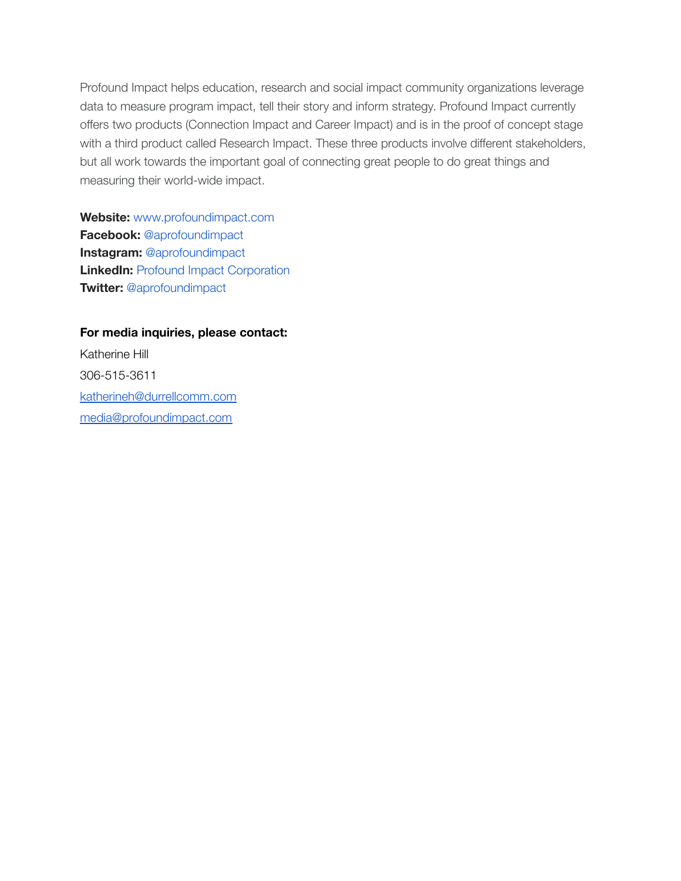Profound Impact helps education, research and social impact community organizations leverage data to measure program impact, tell their story and inform strategy. Profound Impact currently offers two products (Connection Impact and Career Impact) and is in the proof of concept stage with a third product called Research Impact. These three products involve different stakeholders, but all work towards the important goal of connecting great people to do great things and measuring their world-wide impact.

**Website:** www.profoundimpact.com
**Facebook:** @aprofoundimpact
**Instagram:** @aprofoundimpact
**LinkedIn:** Profound Impact Corporation
**Twitter:** @aprofoundimpact

**For media inquiries, please contact:**

Katherine Hill

306-515-3611

katherineh@durrellcomm.com

media@profoundimpact.com